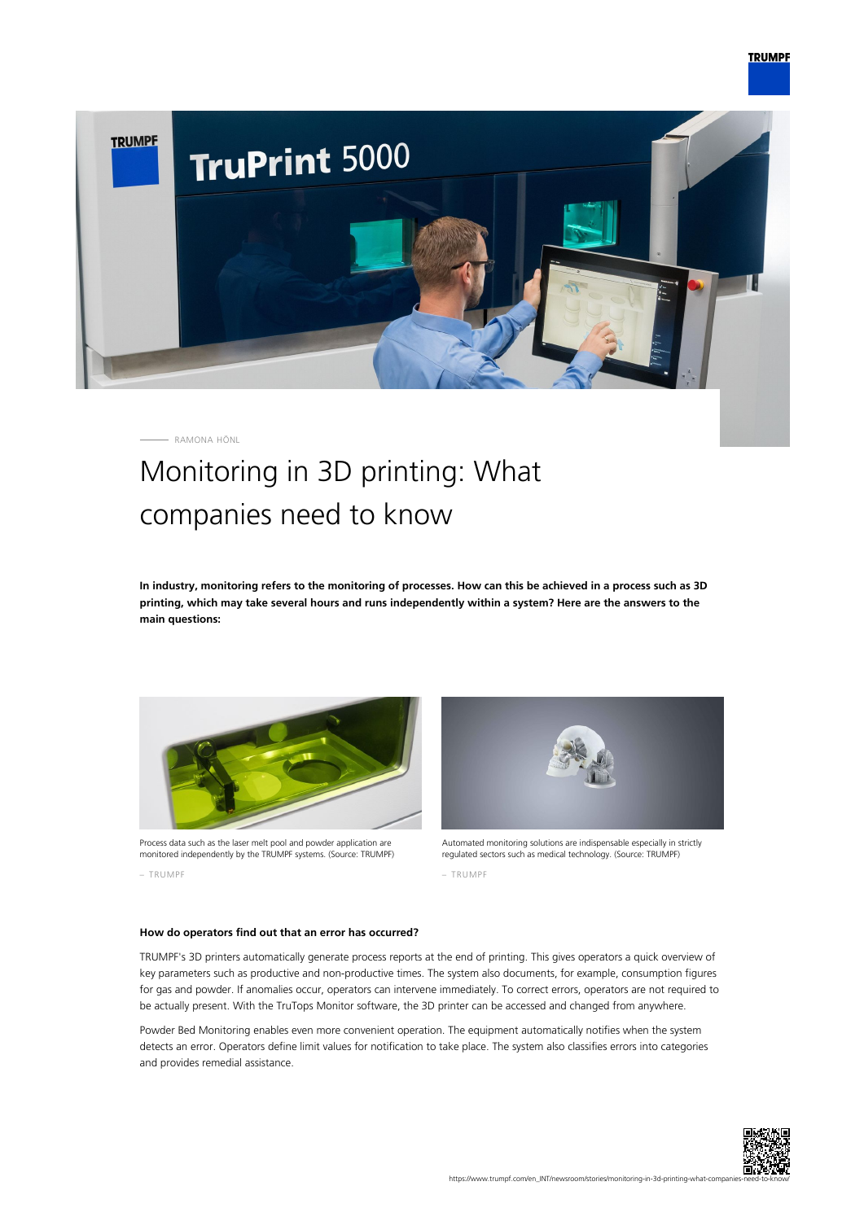RAMONA HÖNL

# Monitoring in 3D printing: What companies need to know

**In industry, monitoring refers to the monitoring of processes. How can this be achieved in a process such as 3D printing, which may take several hours and runs independently within a system? Here are the answers to the main questions:**

Process data such as the laser melt pool and powder application are monitored independently by the TRUMPF systems. (Source: TRUMPF)

– TRUMPF

Automated monitoring solutions are indispensable especially in strictly regulated sectors such as medical technology. (Source: TRUMPF)

– TRUMPF

### How do operators find out that an error has occurred?

TRUMPF's 3D printers automatically generate process reports at the end of printing. This gives operators a quick overview of key parameters such as productive and non-productive times. The system also documents, for example, consumption figures for gas and powder. If anomalies occur, operators can intervene immediately. To correct errors, operators are not required to be actually present. With the TruTops Monitor software, the 3D printer can be accessed and changed from anywhere.

Powder Bed Monitoring enables even more convenient operation. The equipment automatically notifies when the system detects an error. Operators define limit values for notification to take place. The system also classifies errors into categories and provides remedial assistance.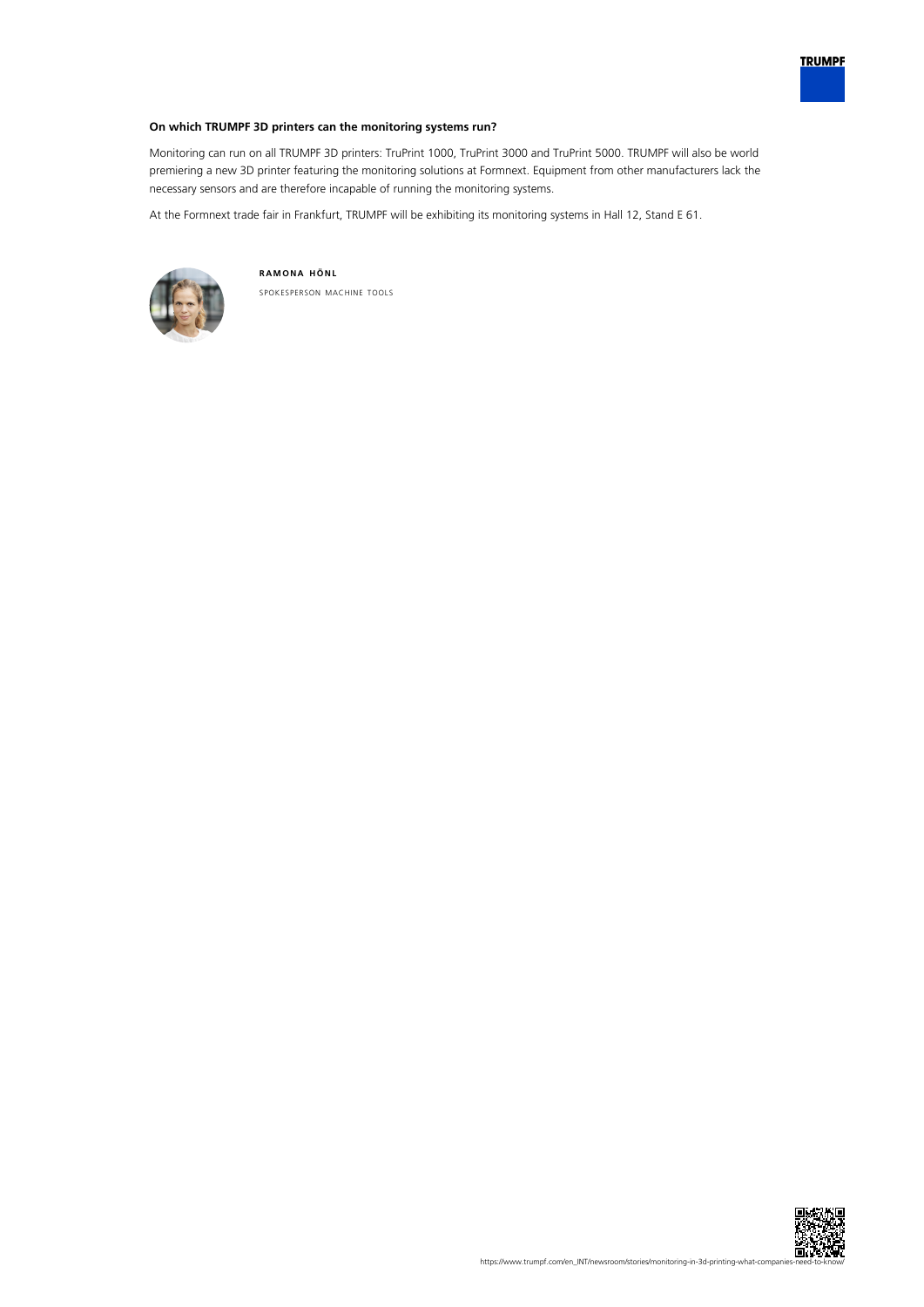**On which TRUMPF 3D printers can the monitoring systems run?**

Monitoring can run on all TRUMPF 3D printers: TruPrint 1000, TruPrint 3000 and TruPrint 5000. TRUMPF will also be world premiering a new 3D printer featuring the monitoring solutions at Formnext. Equipment from other manufacturers lack the necessary sensors and are therefore incapable of running the monitoring systems.

At the Formnext trade fair in Frankfurt, TRUMPF will be exhibiting its monitoring systems in Hall 12, Stand E 61.

**RAMONA HÖNL**

SPOKESPERSON MACHINE TOOLS